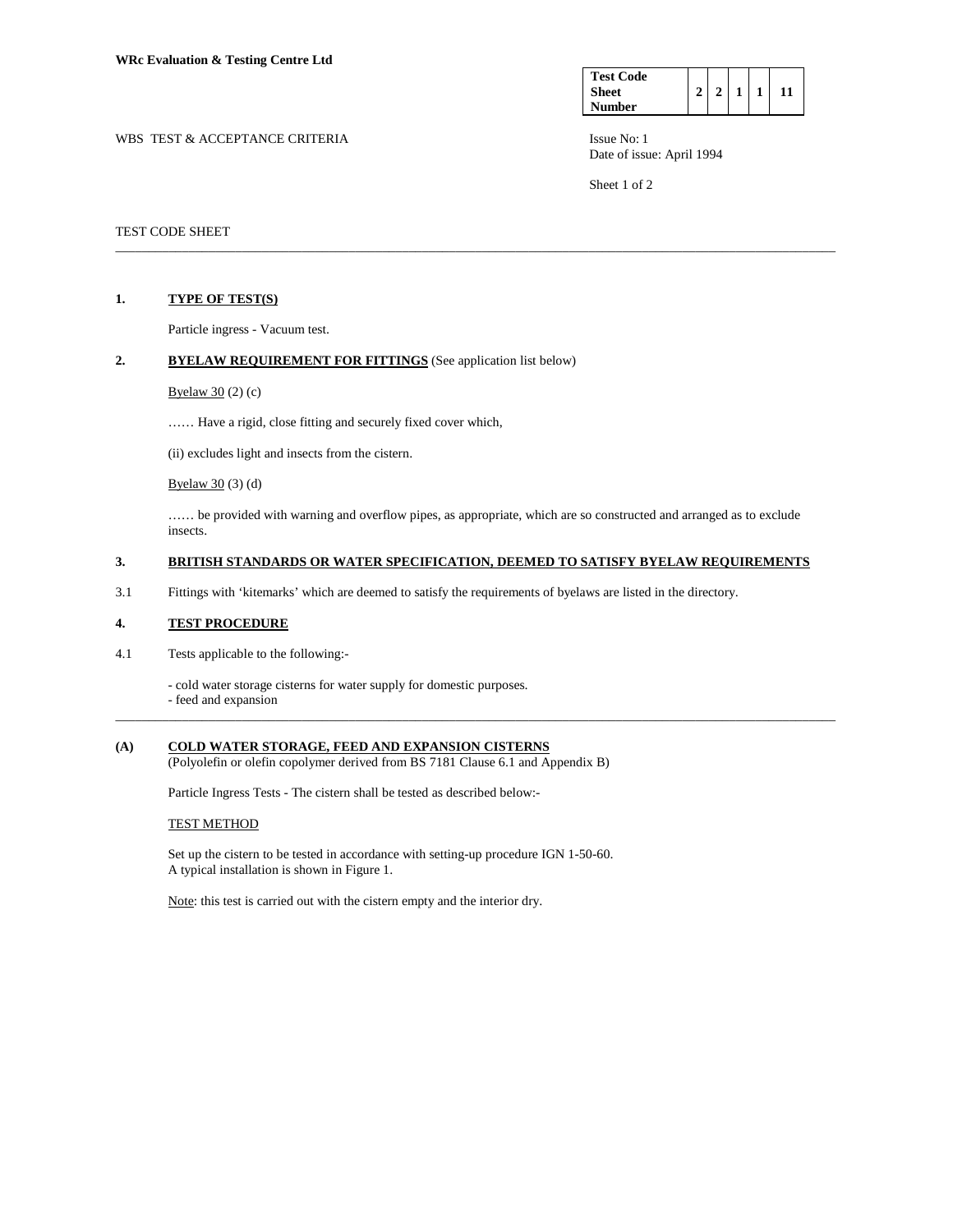**WRc Evaluation & Testing Centre Ltd**

| Test Code Sheet Number | 2 | 2 | 1 | 1 | 11 |
|---|---|---|---|---|---|

WBS TEST & ACCEPTANCE CRITERIA

Issue No: 1
Date of issue: April 1994

TEST CODE SHEET

---

## 1. TYPE OF TEST(S)

Particle ingress - Vacuum test.

## 2. BYELAW REQUIREMENT FOR FITTINGS (See application list below)

Byelaw 30 (2) (c)

…… Have a rigid, close fitting and securely fixed cover which,

(ii) excludes light and insects from the cistern.

Byelaw 30 (3) (d)

…… be provided with warning and overflow pipes, as appropriate, which are so constructed and arranged as to exclude insects.

## 3. BRITISH STANDARDS OR WATER SPECIFICATION, DEEMED TO SATISFY BYELAW REQUIREMENTS

3.1 Fittings with 'kitemarks' which are deemed to satisfy the requirements of byelaws are listed in the directory.

## 4. TEST PROCEDURE

4.1 Tests applicable to the following:-

- cold water storage cisterns for water supply for domestic purposes.
- feed and expansion

---

## (A) COLD WATER STORAGE, FEED AND EXPANSION CISTERNS

(Polyolefin or olefin copolymer derived from BS 7181 Clause 6.1 and Appendix B)

Particle Ingress Tests - The cistern shall be tested as described below:-

TEST METHOD

Set up the cistern to be tested in accordance with setting-up procedure IGN 1-50-60.
A typical installation is shown in Figure 1.

Note: this test is carried out with the cistern empty and the interior dry.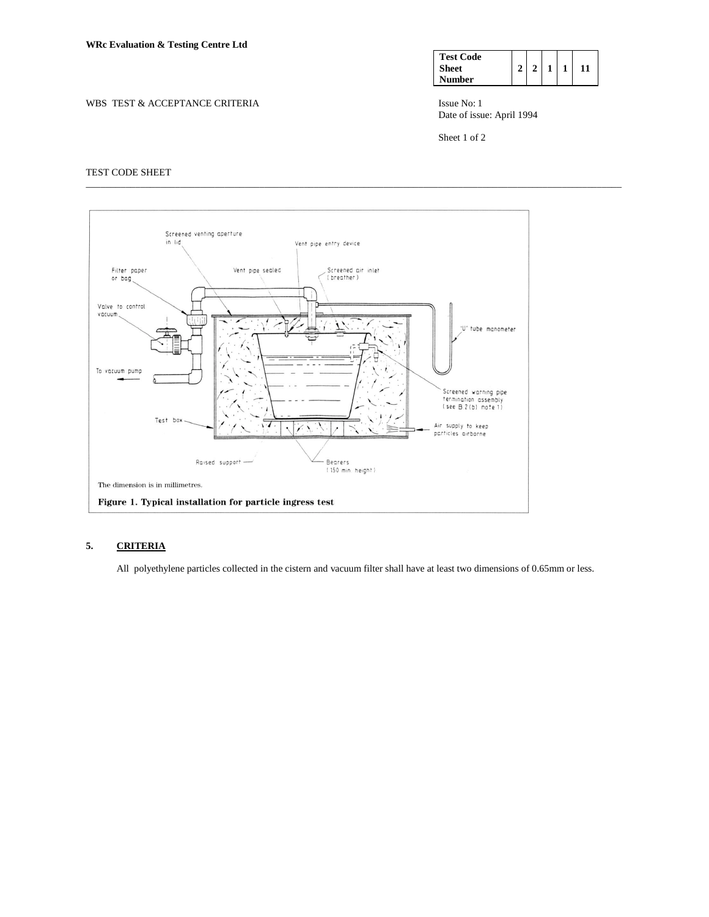WRc Evaluation & Testing Centre Ltd

| Test Code Sheet Number | 2 | 2 | 1 | 1 | 11 |
|---|---|---|---|---|---|

WBS TEST & ACCEPTANCE CRITERIA

Issue No: 1
Date of issue: April 1994

TEST CODE SHEET

Screened venting aperture in lid

Vent pipe entry device

Filter paper or bag

Vent pipe sealed

Screened air inlet (breather)

Valve to control vacuum

'U' tube manometer

To vacuum pump

Screened warning pipe termination assembly (see B.2(b) note 1)

Test box

Air supply to keep particles airborne

Raised support

Bearers (150 min height)

The dimension is in millimetres.

**Figure 1. Typical installation for particle ingress test**

## 5. CRITERIA

All polyethylene particles collected in the cistern and vacuum filter shall have at least two dimensions of 0.65mm or less.